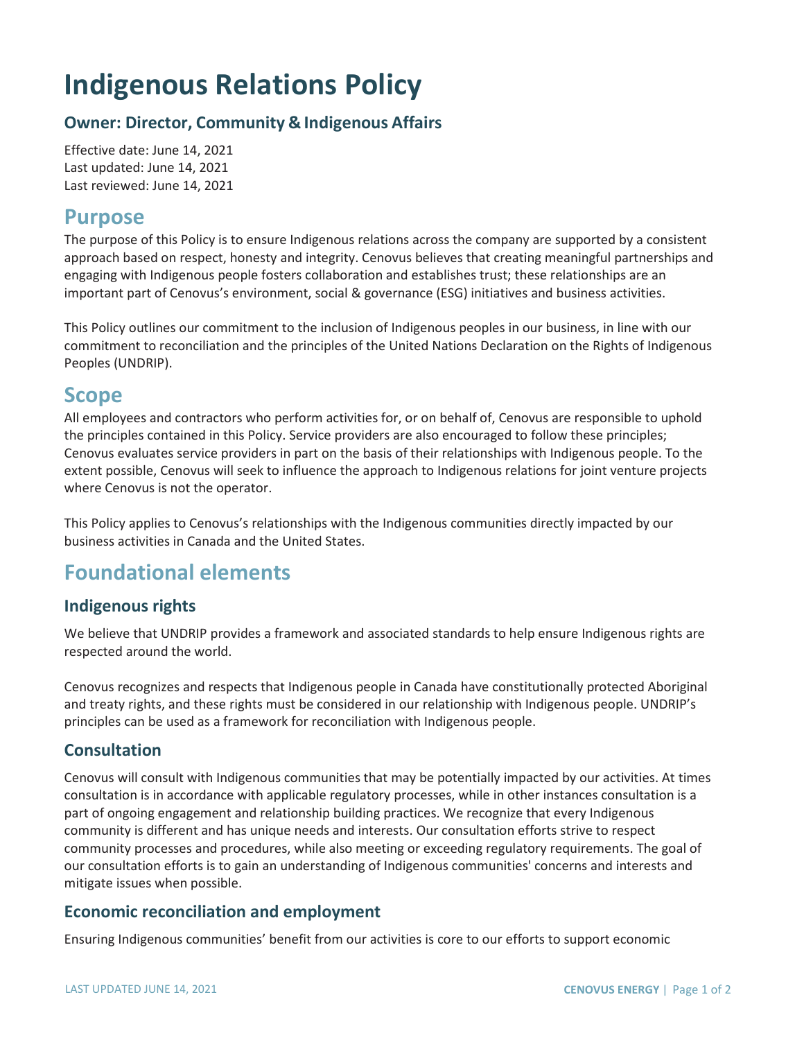# Indigenous Relations Policy

### Owner: Director, Community & Indigenous Affairs

Effective date: June 14, 2021
Last updated: June 14, 2021
Last reviewed: June 14, 2021

## Purpose

The purpose of this Policy is to ensure Indigenous relations across the company are supported by a consistent approach based on respect, honesty and integrity. Cenovus believes that creating meaningful partnerships and engaging with Indigenous people fosters collaboration and establishes trust; these relationships are an important part of Cenovus's environment, social & governance (ESG) initiatives and business activities.

This Policy outlines our commitment to the inclusion of Indigenous peoples in our business, in line with our commitment to reconciliation and the principles of the United Nations Declaration on the Rights of Indigenous Peoples (UNDRIP).

## Scope

All employees and contractors who perform activities for, or on behalf of, Cenovus are responsible to uphold the principles contained in this Policy. Service providers are also encouraged to follow these principles; Cenovus evaluates service providers in part on the basis of their relationships with Indigenous people. To the extent possible, Cenovus will seek to influence the approach to Indigenous relations for joint venture projects where Cenovus is not the operator.

This Policy applies to Cenovus's relationships with the Indigenous communities directly impacted by our business activities in Canada and the United States.

## Foundational elements

### Indigenous rights

We believe that UNDRIP provides a framework and associated standards to help ensure Indigenous rights are respected around the world.

Cenovus recognizes and respects that Indigenous people in Canada have constitutionally protected Aboriginal and treaty rights, and these rights must be considered in our relationship with Indigenous people. UNDRIP's principles can be used as a framework for reconciliation with Indigenous people.

### Consultation

Cenovus will consult with Indigenous communities that may be potentially impacted by our activities. At times consultation is in accordance with applicable regulatory processes, while in other instances consultation is a part of ongoing engagement and relationship building practices. We recognize that every Indigenous community is different and has unique needs and interests. Our consultation efforts strive to respect community processes and procedures, while also meeting or exceeding regulatory requirements. The goal of our consultation efforts is to gain an understanding of Indigenous communities' concerns and interests and mitigate issues when possible.

### Economic reconciliation and employment

Ensuring Indigenous communities' benefit from our activities is core to our efforts to support economic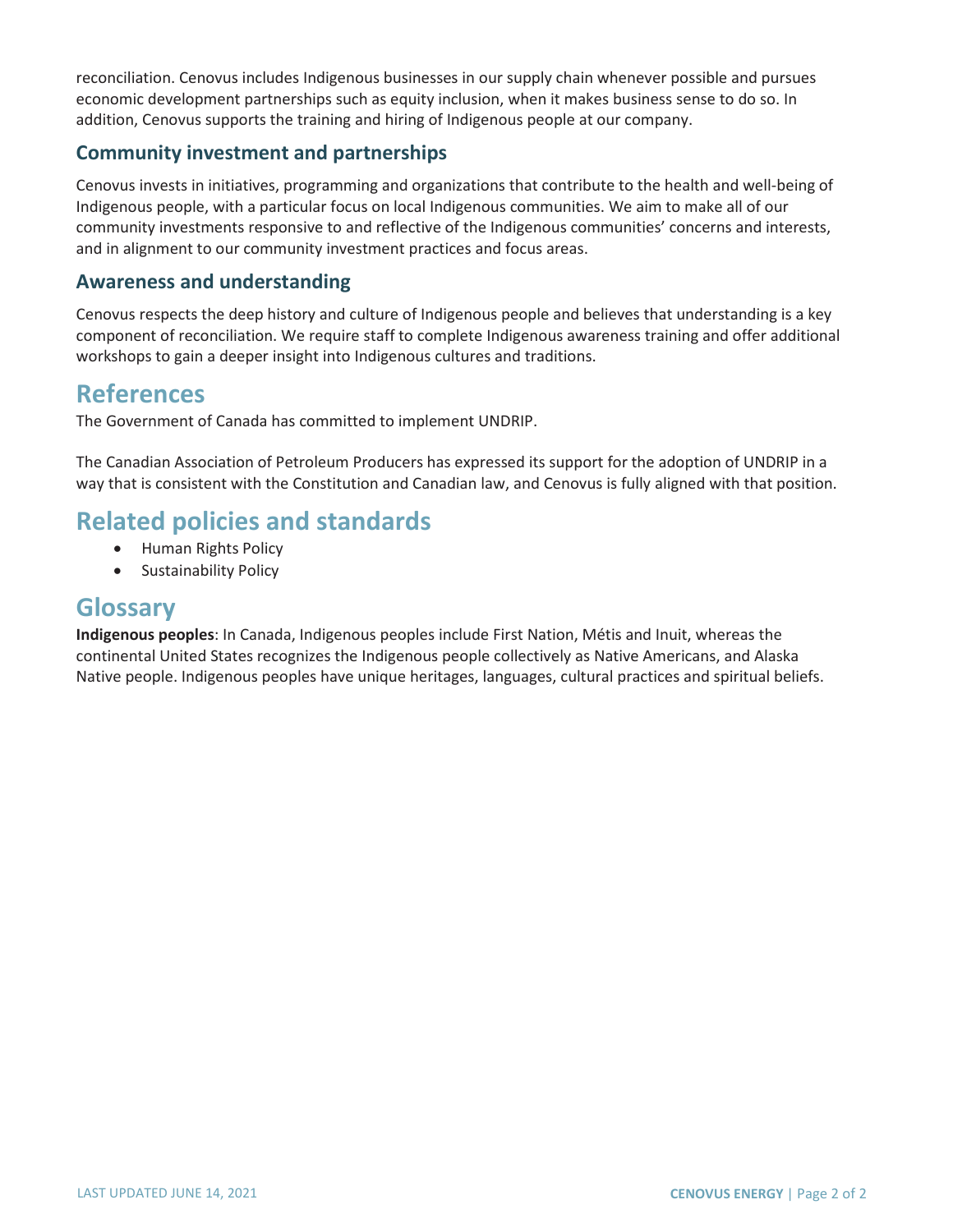reconciliation. Cenovus includes Indigenous businesses in our supply chain whenever possible and pursues economic development partnerships such as equity inclusion, when it makes business sense to do so. In addition, Cenovus supports the training and hiring of Indigenous people at our company.

### Community investment and partnerships

Cenovus invests in initiatives, programming and organizations that contribute to the health and well-being of Indigenous people, with a particular focus on local Indigenous communities. We aim to make all of our community investments responsive to and reflective of the Indigenous communities' concerns and interests, and in alignment to our community investment practices and focus areas.

### Awareness and understanding

Cenovus respects the deep history and culture of Indigenous people and believes that understanding is a key component of reconciliation. We require staff to complete Indigenous awareness training and offer additional workshops to gain a deeper insight into Indigenous cultures and traditions.

## References

The Government of Canada has committed to implement UNDRIP.

The Canadian Association of Petroleum Producers has expressed its support for the adoption of UNDRIP in a way that is consistent with the Constitution and Canadian law, and Cenovus is fully aligned with that position.

## Related policies and standards

- Human Rights Policy
- Sustainability Policy

## Glossary

**Indigenous peoples**: In Canada, Indigenous peoples include First Nation, Métis and Inuit, whereas the continental United States recognizes the Indigenous people collectively as Native Americans, and Alaska Native people. Indigenous peoples have unique heritages, languages, cultural practices and spiritual beliefs.

LAST UPDATED JUNE 14, 2021